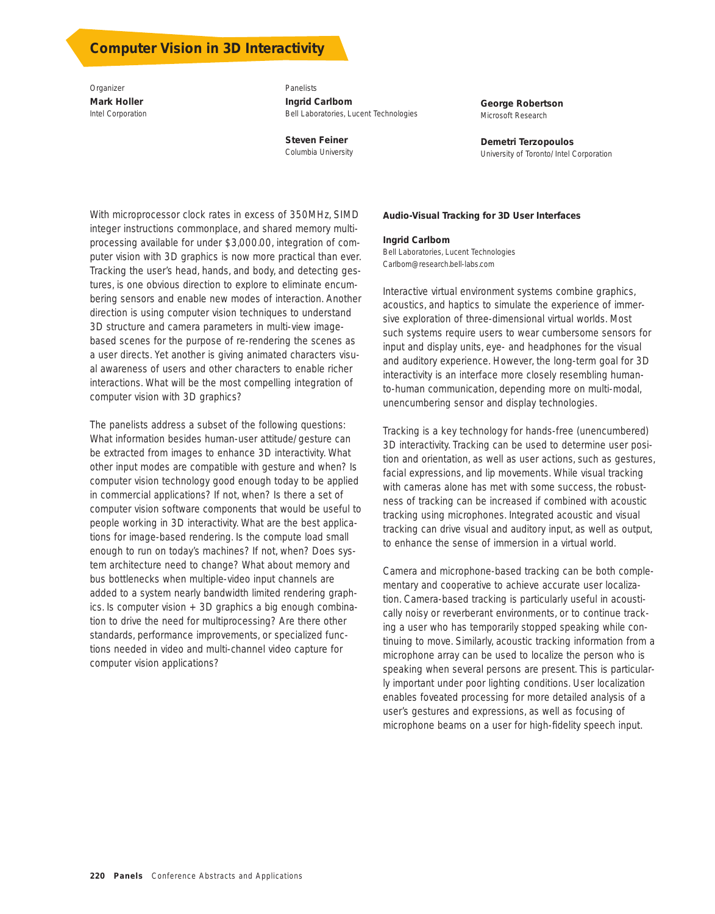# Computer Vision in 3D Interactivity

Organizer
**Mark Holler**
Intel Corporation

Panelists
**Ingrid Carlbom**
Bell Laboratories, Lucent Technologies

**Steven Feiner**
Columbia University

**George Robertson**
Microsoft Research

**Demetri Terzopoulos**
University of Toronto/Intel Corporation

With microprocessor clock rates in excess of 350MHz, SIMD integer instructions commonplace, and shared memory multiprocessing available for under $3,000.00, integration of computer vision with 3D graphics is now more practical than ever. Tracking the user's head, hands, and body, and detecting gestures, is one obvious direction to explore to eliminate encumbering sensors and enable new modes of interaction. Another direction is using computer vision techniques to understand 3D structure and camera parameters in multi-view image-based scenes for the purpose of re-rendering the scenes as a user directs. Yet another is giving animated characters visual awareness of users and other characters to enable richer interactions. What will be the most compelling integration of computer vision with 3D graphics?

The panelists address a subset of the following questions: What information besides human-user attitude/gesture can be extracted from images to enhance 3D interactivity. What other input modes are compatible with gesture and when? Is computer vision technology good enough today to be applied in commercial applications? If not, when? Is there a set of computer vision software components that would be useful to people working in 3D interactivity. What are the best applications for image-based rendering. Is the compute load small enough to run on today's machines? If not, when? Does system architecture need to change? What about memory and bus bottlenecks when multiple-video input channels are added to a system nearly bandwidth limited rendering graphics. Is computer vision + 3D graphics a big enough combination to drive the need for multiprocessing? Are there other standards, performance improvements, or specialized functions needed in video and multi-channel video capture for computer vision applications?

## Audio-Visual Tracking for 3D User Interfaces

**Ingrid Carlbom**
Bell Laboratories, Lucent Technologies
Carlbom@research.bell-labs.com

Interactive virtual environment systems combine graphics, acoustics, and haptics to simulate the experience of immersive exploration of three-dimensional virtual worlds. Most such systems require users to wear cumbersome sensors for input and display units, eye- and headphones for the visual and auditory experience. However, the long-term goal for 3D interactivity is an interface more closely resembling human-to-human communication, depending more on multi-modal, unencumbering sensor and display technologies.

Tracking is a key technology for hands-free (unencumbered) 3D interactivity. Tracking can be used to determine user position and orientation, as well as user actions, such as gestures, facial expressions, and lip movements. While visual tracking with cameras alone has met with some success, the robustness of tracking can be increased if combined with acoustic tracking using microphones. Integrated acoustic and visual tracking can drive visual and auditory input, as well as output, to enhance the sense of immersion in a virtual world.

Camera and microphone-based tracking can be both complementary and cooperative to achieve accurate user localization. Camera-based tracking is particularly useful in acoustically noisy or reverberant environments, or to continue tracking a user who has temporarily stopped speaking while continuing to move. Similarly, acoustic tracking information from a microphone array can be used to localize the person who is speaking when several persons are present. This is particularly important under poor lighting conditions. User localization enables foveated processing for more detailed analysis of a user's gestures and expressions, as well as focusing of microphone beams on a user for high-fidelity speech input.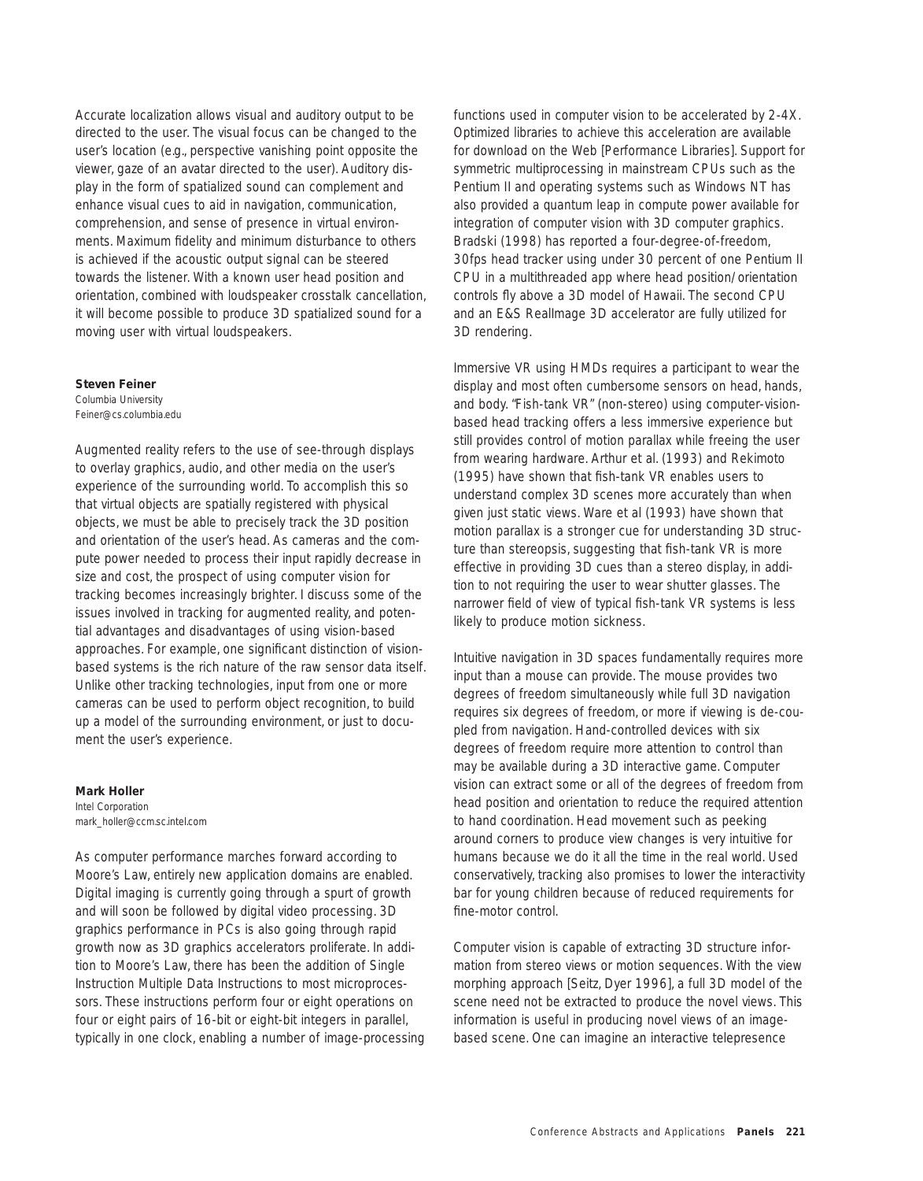Accurate localization allows visual and auditory output to be directed to the user. The visual focus can be changed to the user's location (e.g., perspective vanishing point opposite the viewer, gaze of an avatar directed to the user). Auditory display in the form of spatialized sound can complement and enhance visual cues to aid in navigation, communication, comprehension, and sense of presence in virtual environments. Maximum fidelity and minimum disturbance to others is achieved if the acoustic output signal can be steered towards the listener. With a known user head position and orientation, combined with loudspeaker crosstalk cancellation, it will become possible to produce 3D spatialized sound for a moving user with virtual loudspeakers.

**Steven Feiner**
Columbia University
Feiner@cs.columbia.edu

Augmented reality refers to the use of see-through displays to overlay graphics, audio, and other media on the user's experience of the surrounding world. To accomplish this so that virtual objects are spatially registered with physical objects, we must be able to precisely track the 3D position and orientation of the user's head. As cameras and the compute power needed to process their input rapidly decrease in size and cost, the prospect of using computer vision for tracking becomes increasingly brighter. I discuss some of the issues involved in tracking for augmented reality, and potential advantages and disadvantages of using vision-based approaches. For example, one significant distinction of vision-based systems is the rich nature of the raw sensor data itself. Unlike other tracking technologies, input from one or more cameras can be used to perform object recognition, to build up a model of the surrounding environment, or just to document the user's experience.

**Mark Holler**
Intel Corporation
mark_holler@ccm.sc.intel.com

As computer performance marches forward according to Moore's Law, entirely new application domains are enabled. Digital imaging is currently going through a spurt of growth and will soon be followed by digital video processing. 3D graphics performance in PCs is also going through rapid growth now as 3D graphics accelerators proliferate. In addition to Moore's Law, there has been the addition of Single Instruction Multiple Data Instructions to most microprocessors. These instructions perform four or eight operations on four or eight pairs of 16-bit or eight-bit integers in parallel, typically in one clock, enabling a number of image-processing functions used in computer vision to be accelerated by 2-4X. Optimized libraries to achieve this acceleration are available for download on the Web [Performance Libraries]. Support for symmetric multiprocessing in mainstream CPUs such as the Pentium II and operating systems such as Windows NT has also provided a quantum leap in compute power available for integration of computer vision with 3D computer graphics. Bradski (1998) has reported a four-degree-of-freedom, 30fps head tracker using under 30 percent of one Pentium II CPU in a multithreaded app where head position/orientation controls fly above a 3D model of Hawaii. The second CPU and an E&S RealImage 3D accelerator are fully utilized for 3D rendering.

Immersive VR using HMDs requires a participant to wear the display and most often cumbersome sensors on head, hands, and body. "Fish-tank VR" (non-stereo) using computer-vision-based head tracking offers a less immersive experience but still provides control of motion parallax while freeing the user from wearing hardware. Arthur et al. (1993) and Rekimoto (1995) have shown that fish-tank VR enables users to understand complex 3D scenes more accurately than when given just static views. Ware et al (1993) have shown that motion parallax is a stronger cue for understanding 3D structure than stereopsis, suggesting that fish-tank VR is more effective in providing 3D cues than a stereo display, in addition to not requiring the user to wear shutter glasses. The narrower field of view of typical fish-tank VR systems is less likely to produce motion sickness.

Intuitive navigation in 3D spaces fundamentally requires more input than a mouse can provide. The mouse provides two degrees of freedom simultaneously while full 3D navigation requires six degrees of freedom, or more if viewing is de-coupled from navigation. Hand-controlled devices with six degrees of freedom require more attention to control than may be available during a 3D interactive game. Computer vision can extract some or all of the degrees of freedom from head position and orientation to reduce the required attention to hand coordination. Head movement such as peeking around corners to produce view changes is very intuitive for humans because we do it all the time in the real world. Used conservatively, tracking also promises to lower the interactivity bar for young children because of reduced requirements for fine-motor control.

Computer vision is capable of extracting 3D structure information from stereo views or motion sequences. With the view morphing approach [Seitz, Dyer 1996], a full 3D model of the scene need not be extracted to produce the novel views. This information is useful in producing novel views of an image-based scene. One can imagine an interactive telepresence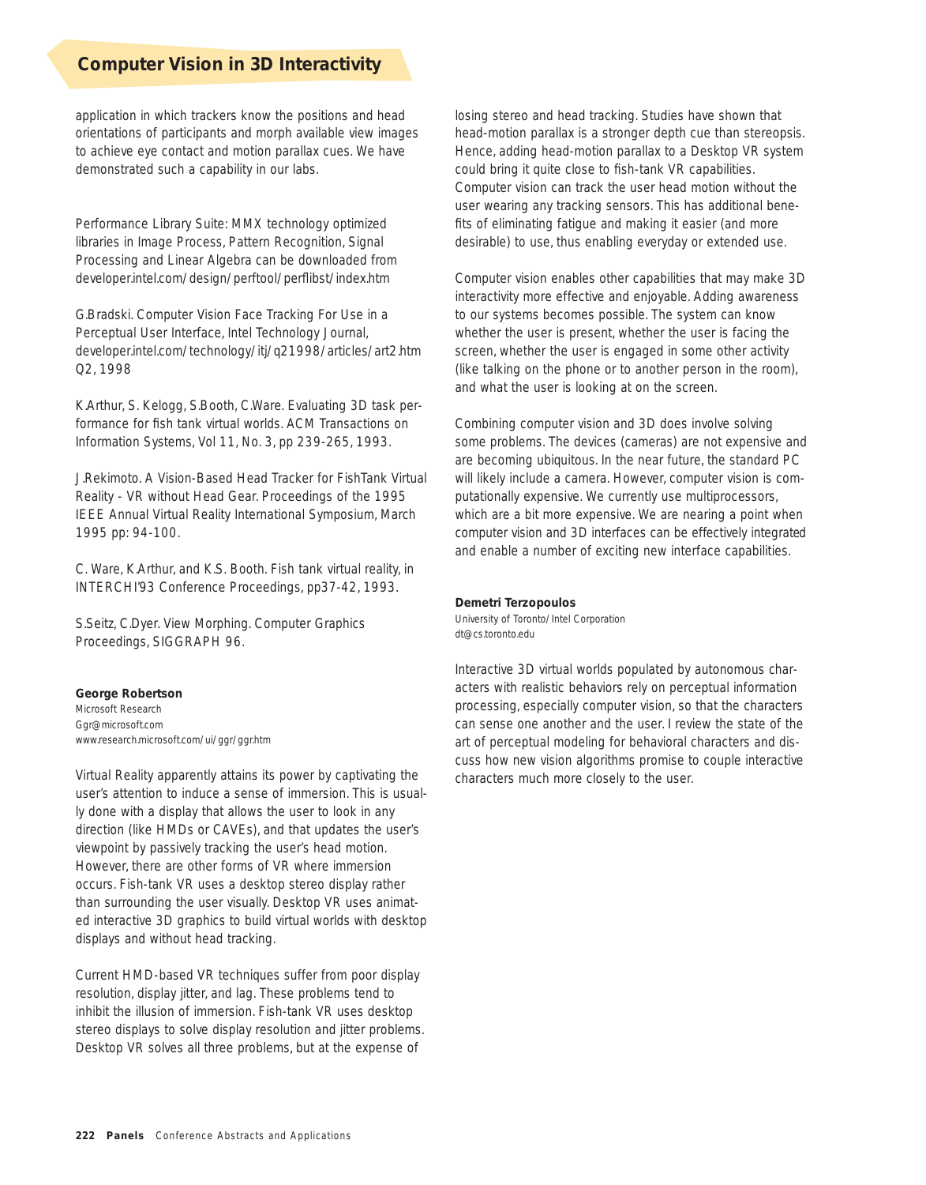application in which trackers know the positions and head orientations of participants and morph available view images to achieve eye contact and motion parallax cues. We have demonstrated such a capability in our labs.

Performance Library Suite: MMX technology optimized libraries in Image Process, Pattern Recognition, Signal Processing and Linear Algebra can be downloaded from developer.intel.com/design/perftool/perflibst/index.htm

G.Bradski. Computer Vision Face Tracking For Use in a Perceptual User Interface, Intel Technology Journal, developer.intel.com/technology/itj/q21998/articles/art2.htm Q2, 1998

K.Arthur, S. Kelogg, S.Booth, C.Ware. Evaluating 3D task performance for fish tank virtual worlds. ACM Transactions on Information Systems, Vol 11, No. 3, pp 239-265, 1993.

J.Rekimoto. A Vision-Based Head Tracker for FishTank Virtual Reality - VR without Head Gear. Proceedings of the 1995 IEEE Annual Virtual Reality International Symposium, March 1995 pp: 94-100.

C. Ware, K.Arthur, and K.S. Booth. Fish tank virtual reality, in INTERCHI'93 Conference Proceedings, pp37-42, 1993.

S.Seitz, C.Dyer. View Morphing. Computer Graphics Proceedings, SIGGRAPH 96.

**George Robertson**
Microsoft Research
Ggr@microsoft.com
www.research.microsoft.com/ui/ggr/ggr.htm

Virtual Reality apparently attains its power by captivating the user's attention to induce a sense of immersion. This is usually done with a display that allows the user to look in any direction (like HMDs or CAVEs), and that updates the user's viewpoint by passively tracking the user's head motion. However, there are other forms of VR where immersion occurs. Fish-tank VR uses a desktop stereo display rather than surrounding the user visually. Desktop VR uses animated interactive 3D graphics to build virtual worlds with desktop displays and without head tracking.

Current HMD-based VR techniques suffer from poor display resolution, display jitter, and lag. These problems tend to inhibit the illusion of immersion. Fish-tank VR uses desktop stereo displays to solve display resolution and jitter problems. Desktop VR solves all three problems, but at the expense of losing stereo and head tracking. Studies have shown that head-motion parallax is a stronger depth cue than stereopsis. Hence, adding head-motion parallax to a Desktop VR system could bring it quite close to fish-tank VR capabilities. Computer vision can track the user head motion without the user wearing any tracking sensors. This has additional benefits of eliminating fatigue and making it easier (and more desirable) to use, thus enabling everyday or extended use.

Computer vision enables other capabilities that may make 3D interactivity more effective and enjoyable. Adding awareness to our systems becomes possible. The system can know whether the user is present, whether the user is facing the screen, whether the user is engaged in some other activity (like talking on the phone or to another person in the room), and what the user is looking at on the screen.

Combining computer vision and 3D does involve solving some problems. The devices (cameras) are not expensive and are becoming ubiquitous. In the near future, the standard PC will likely include a camera. However, computer vision is computationally expensive. We currently use multiprocessors, which are a bit more expensive. We are nearing a point when computer vision and 3D interfaces can be effectively integrated and enable a number of exciting new interface capabilities.

**Demetri Terzopoulos**
University of Toronto/Intel Corporation
dt@cs.toronto.edu

Interactive 3D virtual worlds populated by autonomous characters with realistic behaviors rely on perceptual information processing, especially computer vision, so that the characters can sense one another and the user. I review the state of the art of perceptual modeling for behavioral characters and discuss how new vision algorithms promise to couple interactive characters much more closely to the user.